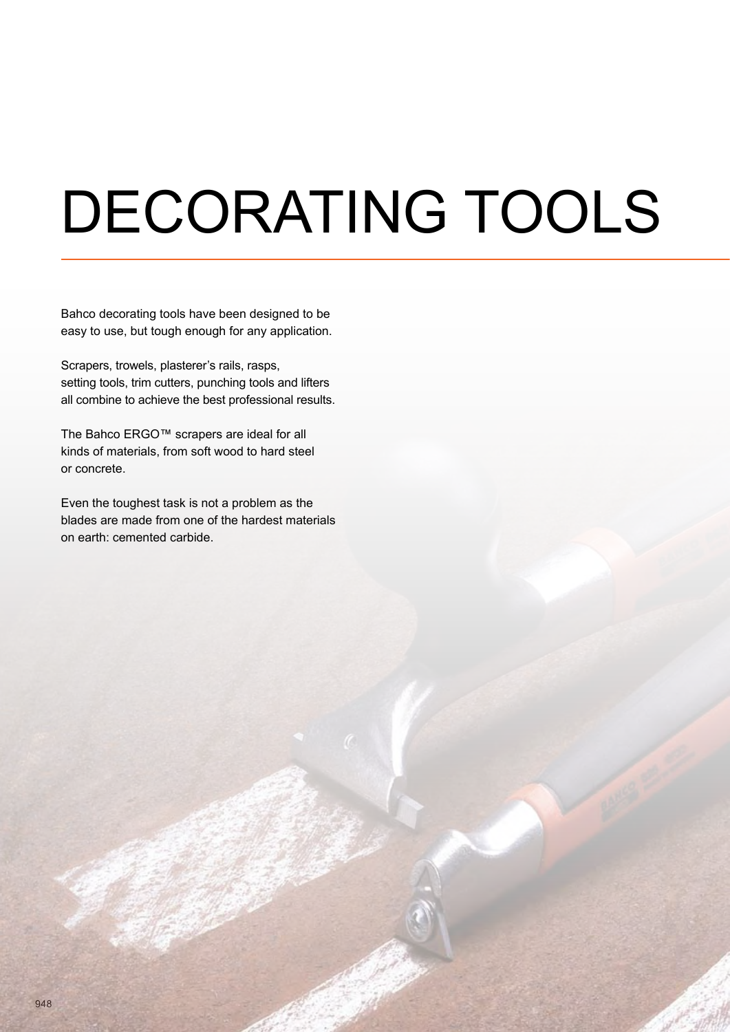# DECORATING TOOLS

Bahco decorating tools have been designed to be easy to use, but tough enough for any application.

Scrapers, trowels, plasterer's rails, rasps, setting tools, trim cutters, punching tools and lifters all combine to achieve the best professional results.

The Bahco ERGO™ scrapers are ideal for all kinds of materials, from soft wood to hard steel or concrete.

Even the toughest task is not a problem as the blades are made from one of the hardest materials on earth: cemented carbide.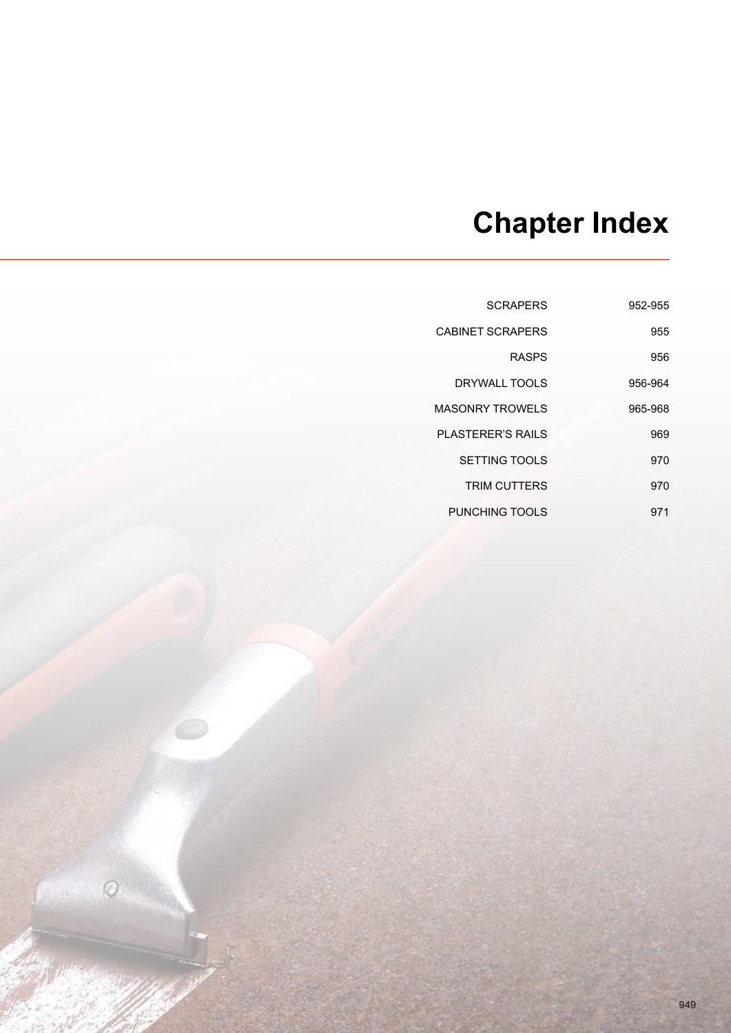# Chapter Index

| | |
|---|---|
| SCRAPERS | 952-955 |
| CABINET SCRAPERS | 955 |
| RASPS | 956 |
| DRYWALL TOOLS | 956-964 |
| MASONRY TROWELS | 965-968 |
| PLASTERER'S RAILS | 969 |
| SETTING TOOLS | 970 |
| TRIM CUTTERS | 970 |
| PUNCHING TOOLS | 971 |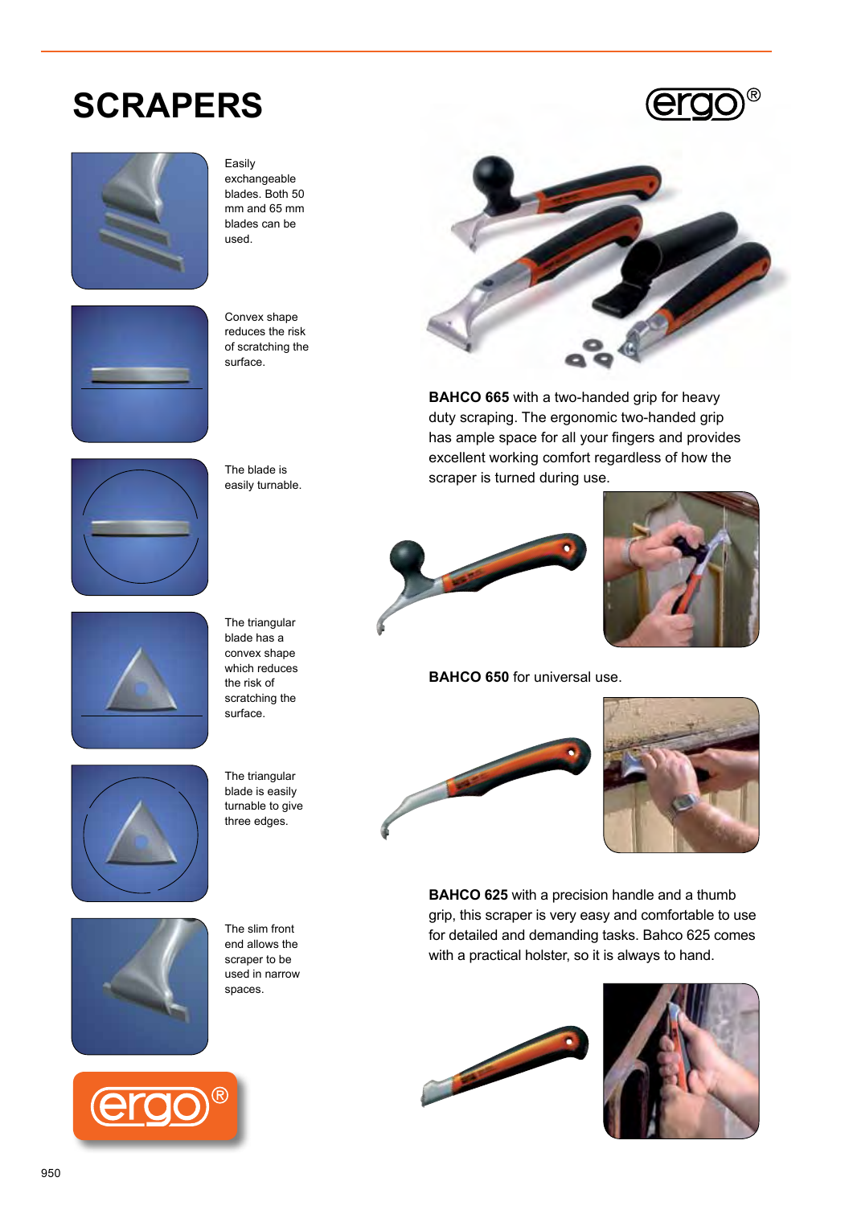# SCRAPERS

Easily exchangeable blades. Both 50 mm and 65 mm blades can be used.

Convex shape reduces the risk of scratching the surface.

The blade is easily turnable.

The triangular blade has a convex shape which reduces the risk of scratching the surface.

The triangular blade is easily turnable to give three edges.

The slim front end allows the scraper to be used in narrow spaces.

**BAHCO 665** with a two-handed grip for heavy duty scraping. The ergonomic two-handed grip has ample space for all your fingers and provides excellent working comfort regardless of how the scraper is turned during use.

**BAHCO 650** for universal use.

**BAHCO 625** with a precision handle and a thumb grip, this scraper is very easy and comfortable to use for detailed and demanding tasks. Bahco 625 comes with a practical holster, so it is always to hand.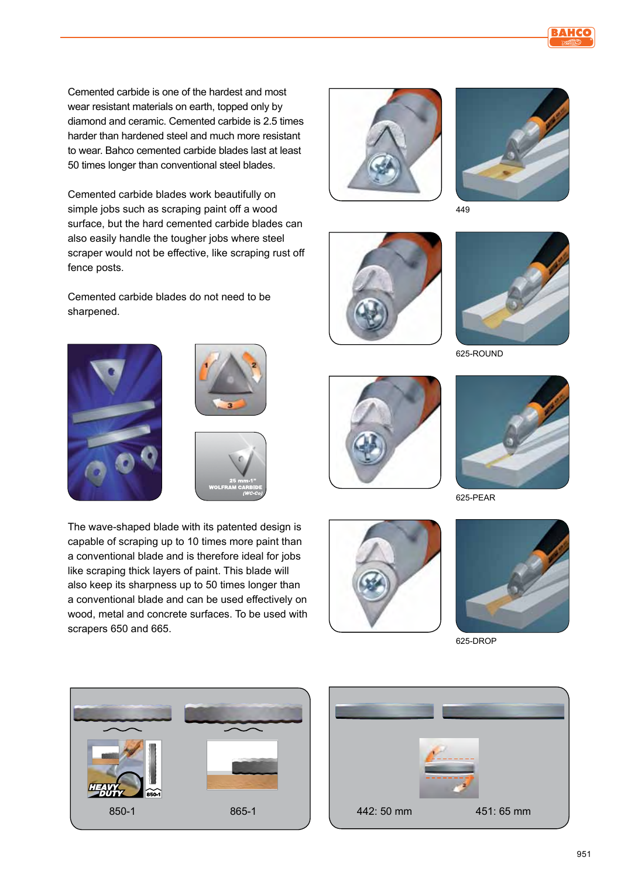Cemented carbide is one of the hardest and most wear resistant materials on earth, topped only by diamond and ceramic. Cemented carbide is 2.5 times harder than hardened steel and much more resistant to wear. Bahco cemented carbide blades last at least 50 times longer than conventional steel blades.

Cemented carbide blades work beautifully on simple jobs such as scraping paint off a wood surface, but the hard cemented carbide blades can also easily handle the tougher jobs where steel scraper would not be effective, like scraping rust off fence posts.

Cemented carbide blades do not need to be sharpened.

The wave-shaped blade with its patented design is capable of scraping up to 10 times more paint than a conventional blade and is therefore ideal for jobs like scraping thick layers of paint. This blade will also keep its sharpness up to 50 times longer than a conventional blade and can be used effectively on wood, metal and concrete surfaces. To be used with scrapers 650 and 665.

449

625-ROUND

625-PEAR

625-DROP

850-1

865-1

442: 50 mm

451: 65 mm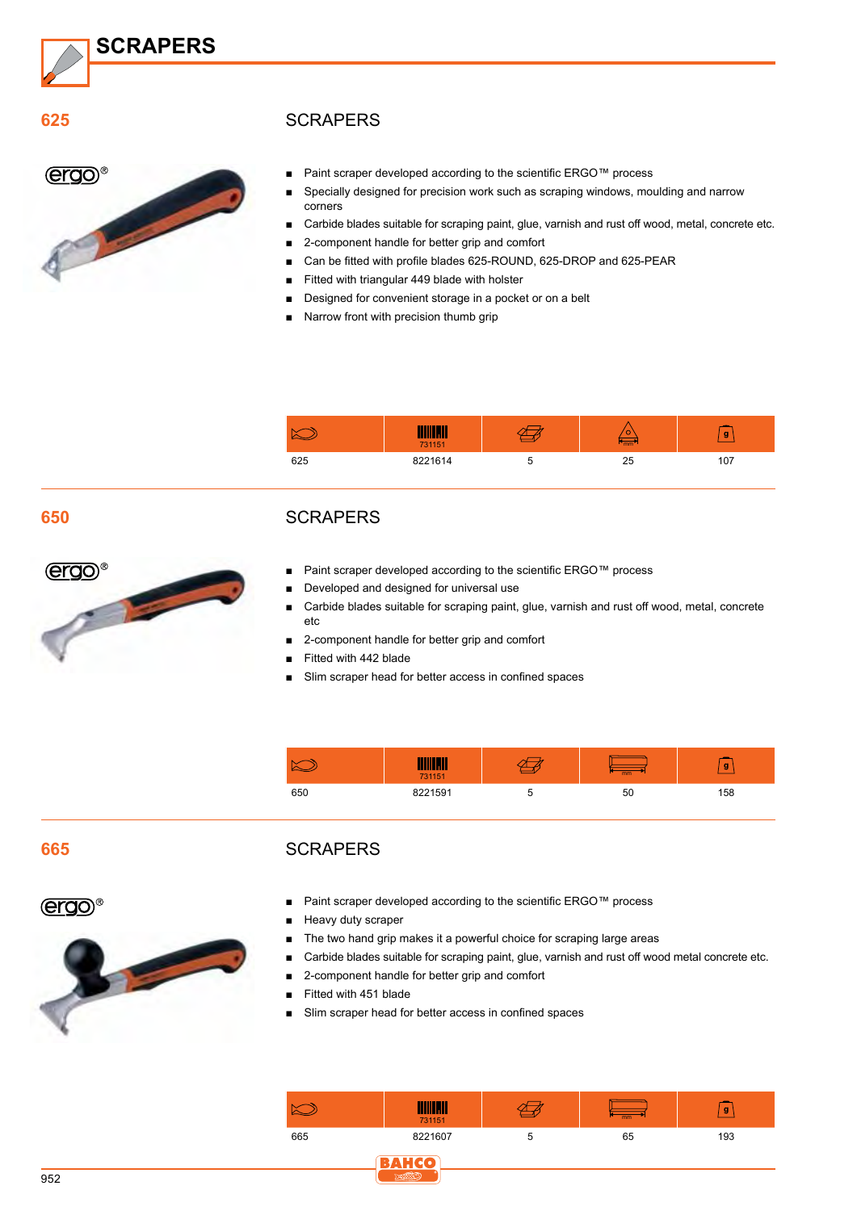# SCRAPERS

## 625

### SCRAPERS

ergo®

- Paint scraper developed according to the scientific ERGO™ process
- Specially designed for precision work such as scraping windows, moulding and narrow corners
- Carbide blades suitable for scraping paint, glue, varnish and rust off wood, metal, concrete etc.
- 2-component handle for better grip and comfort
- Can be fitted with profile blades 625-ROUND, 625-DROP and 625-PEAR
- Fitted with triangular 449 blade with holster
- Designed for convenient storage in a pocket or on a belt
- Narrow front with precision thumb grip

| | 731151 | | mm | g |
|---|---|---|---|---|
| 625 | 8221614 | 5 | 25 | 107 |

## 650

### SCRAPERS

ergo®

- Paint scraper developed according to the scientific ERGO™ process
- Developed and designed for universal use
- Carbide blades suitable for scraping paint, glue, varnish and rust off wood, metal, concrete etc
- 2-component handle for better grip and comfort
- Fitted with 442 blade
- Slim scraper head for better access in confined spaces

| | 731151 | | mm | g |
|---|---|---|---|---|
| 650 | 8221591 | 5 | 50 | 158 |

## 665

### SCRAPERS

ergo®

- Paint scraper developed according to the scientific ERGO™ process
- Heavy duty scraper
- The two hand grip makes it a powerful choice for scraping large areas
- Carbide blades suitable for scraping paint, glue, varnish and rust off wood metal concrete etc.
- 2-component handle for better grip and comfort
- Fitted with 451 blade
- Slim scraper head for better access in confined spaces

| | 731151 | | mm | g |
|---|---|---|---|---|
| 665 | 8221607 | 5 | 65 | 193 |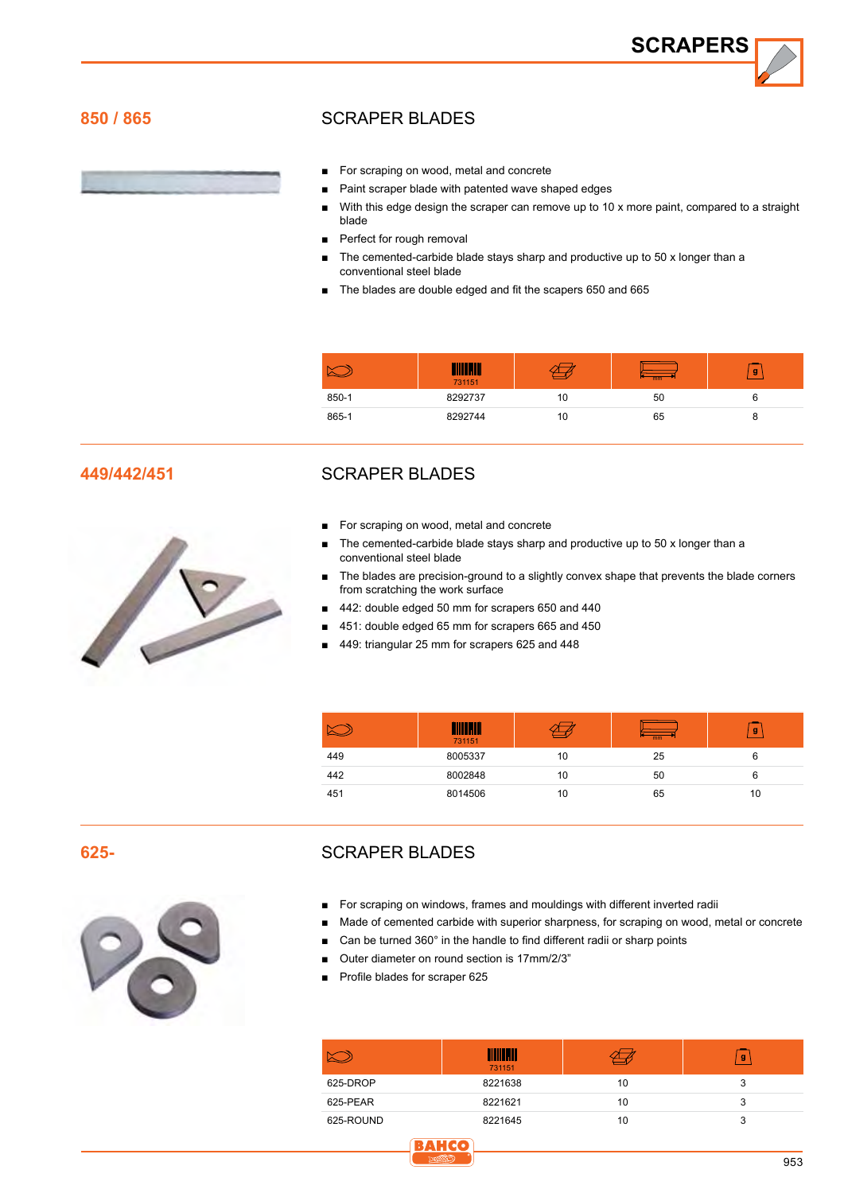# SCRAPERS

## 850 / 865

### SCRAPER BLADES

- For scraping on wood, metal and concrete
- Paint scraper blade with patented wave shaped edges
- With this edge design the scraper can remove up to 10 x more paint, compared to a straight blade
- Perfect for rough removal
- The cemented-carbide blade stays sharp and productive up to 50 x longer than a conventional steel blade
- The blades are double edged and fit the scapers 650 and 665

| | 731151 | | mm | g |
|---|---|---|---|---|
| 850-1 | 8292737 | 10 | 50 | 6 |
| 865-1 | 8292744 | 10 | 65 | 8 |

## 449/442/451

### SCRAPER BLADES

- For scraping on wood, metal and concrete
- The cemented-carbide blade stays sharp and productive up to 50 x longer than a conventional steel blade
- The blades are precision-ground to a slightly convex shape that prevents the blade corners from scratching the work surface
- 442: double edged 50 mm for scrapers 650 and 440
- 451: double edged 65 mm for scrapers 665 and 450
- 449: triangular 25 mm for scrapers 625 and 448

| | 731151 | | mm | g |
|---|---|---|---|---|
| 449 | 8005337 | 10 | 25 | 6 |
| 442 | 8002848 | 10 | 50 | 6 |
| 451 | 8014506 | 10 | 65 | 10 |

## 625-

### SCRAPER BLADES

- For scraping on windows, frames and mouldings with different inverted radii
- Made of cemented carbide with superior sharpness, for scraping on wood, metal or concrete
- Can be turned 360° in the handle to find different radii or sharp points
- Outer diameter on round section is 17mm/2/3"
- Profile blades for scraper 625

| | 731151 | | g |
|---|---|---|---|
| 625-DROP | 8221638 | 10 | 3 |
| 625-PEAR | 8221621 | 10 | 3 |
| 625-ROUND | 8221645 | 10 | 3 |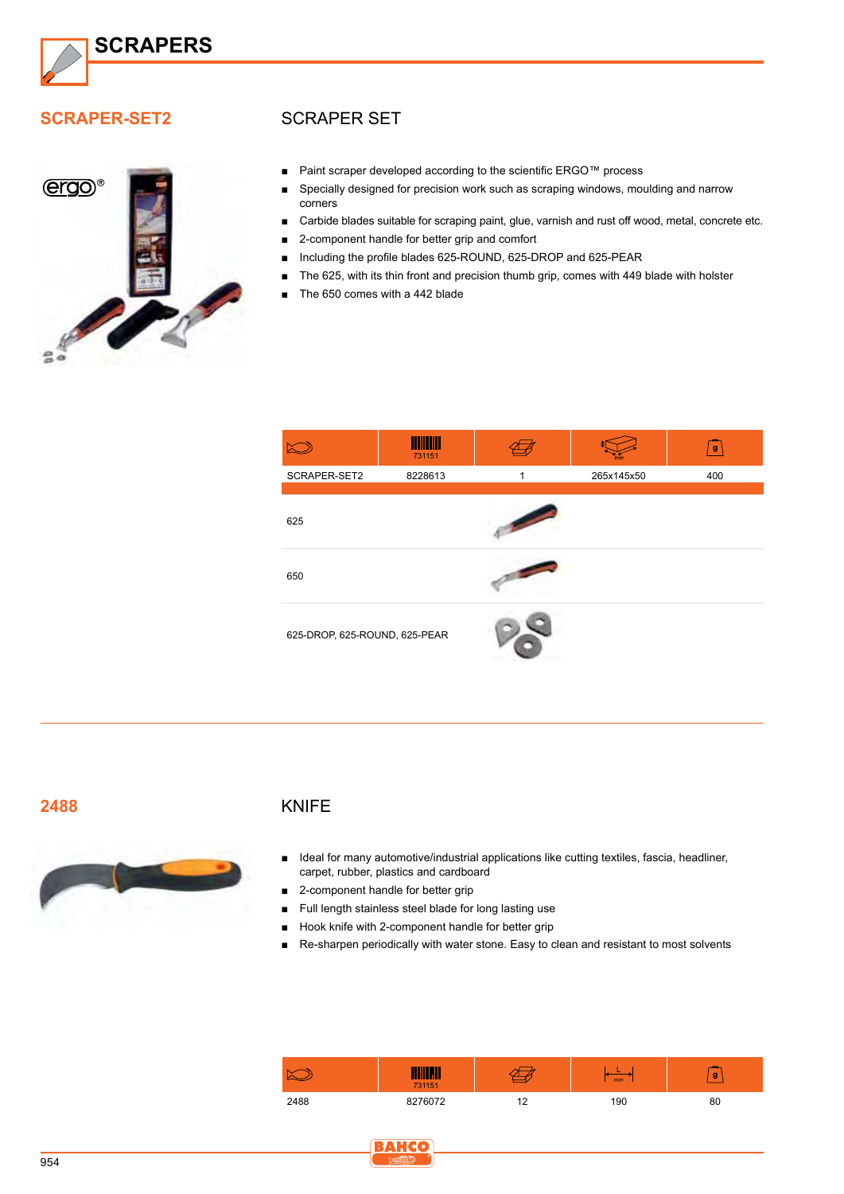# SCRAPERS

## SCRAPER-SET2

### SCRAPER SET

- Paint scraper developed according to the scientific ERGO™ process
- Specially designed for precision work such as scraping windows, moulding and narrow corners
- Carbide blades suitable for scraping paint, glue, varnish and rust off wood, metal, concrete etc.
- 2-component handle for better grip and comfort
- Including the profile blades 625-ROUND, 625-DROP and 625-PEAR
- The 625, with its thin front and precision thumb grip, comes with 449 blade with holster
- The 650 comes with a 442 blade

| | 731151 | | mm | g |
|---|---|---|---|---|
| SCRAPER-SET2 | 8228613 | 1 | 265x145x50 | 400 |

| |
|---|
| 625 |
| 650 |
| 625-DROP, 625-ROUND, 625-PEAR |

## 2488

### KNIFE

- Ideal for many automotive/industrial applications like cutting textiles, fascia, headliner, carpet, rubber, plastics and cardboard
- 2-component handle for better grip
- Full length stainless steel blade for long lasting use
- Hook knife with 2-component handle for better grip
- Re-sharpen periodically with water stone. Easy to clean and resistant to most solvents

| | 731151 | | L mm | g |
|---|---|---|---|---|
| 2488 | 8276072 | 12 | 190 | 80 |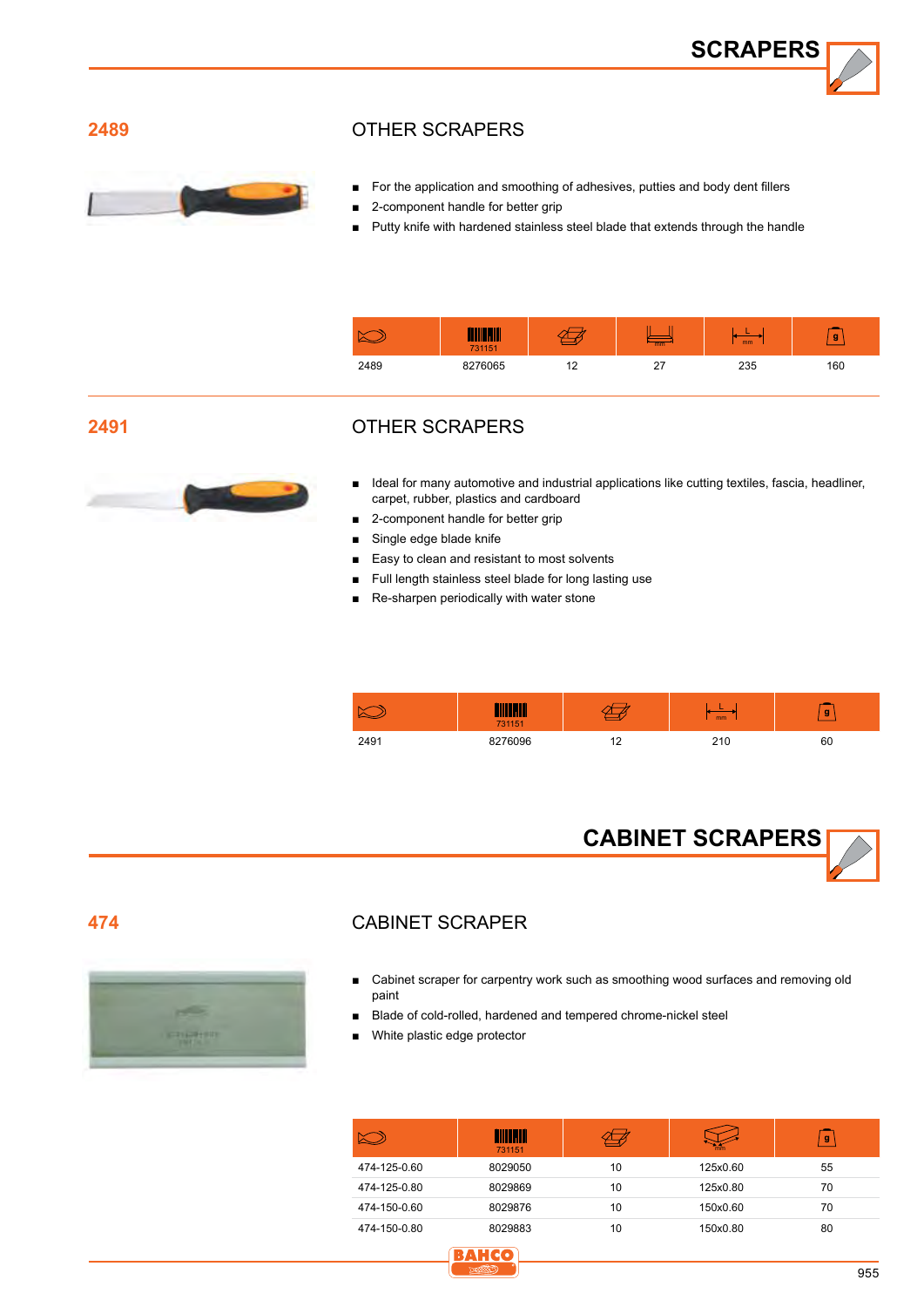# SCRAPERS

## 2489

### OTHER SCRAPERS

- For the application and smoothing of adhesives, putties and body dent fillers
- 2-component handle for better grip
- Putty knife with hardened stainless steel blade that extends through the handle

| | 731151 | | mm | L mm | g |
|---|---|---|---|---|---|
| 2489 | 8276065 | 12 | 27 | 235 | 160 |

## 2491

### OTHER SCRAPERS

- Ideal for many automotive and industrial applications like cutting textiles, fascia, headliner, carpet, rubber, plastics and cardboard
- 2-component handle for better grip
- Single edge blade knife
- Easy to clean and resistant to most solvents
- Full length stainless steel blade for long lasting use
- Re-sharpen periodically with water stone

| | 731151 | | L mm | g |
|---|---|---|---|---|
| 2491 | 8276096 | 12 | 210 | 60 |

# CABINET SCRAPERS

## 474

### CABINET SCRAPER

- Cabinet scraper for carpentry work such as smoothing wood surfaces and removing old paint
- Blade of cold-rolled, hardened and tempered chrome-nickel steel
- White plastic edge protector

| | 731151 | | mm | g |
|---|---|---|---|---|
| 474-125-0.60 | 8029050 | 10 | 125x0.60 | 55 |
| 474-125-0.80 | 8029869 | 10 | 125x0.80 | 70 |
| 474-150-0.60 | 8029876 | 10 | 150x0.60 | 70 |
| 474-150-0.80 | 8029883 | 10 | 150x0.80 | 80 |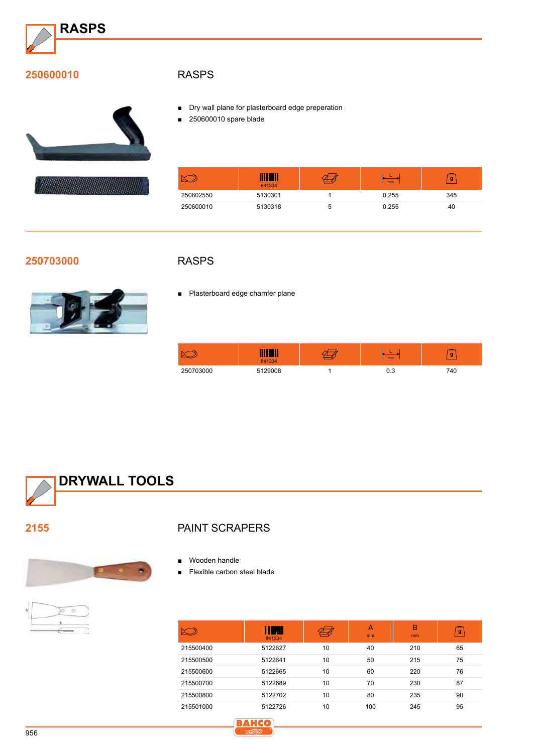# RASPS

## 250600010

### RASPS

- Dry wall plane for plasterboard edge preperation
- 250600010 spare blade

| | 841334 | | L mm | g |
|---|---|---|---|---|
| 250602550 | 5130301 | 1 | 0.255 | 345 |
| 250600010 | 5130318 | 5 | 0.255 | 40 |

## 250703000

### RASPS

- Plasterboard edge chamfer plane

| | 841334 | | L mm | g |
|---|---|---|---|---|
| 250703000 | 5129008 | 1 | 0.3 | 740 |

# DRYWALL TOOLS

## 2155

### PAINT SCRAPERS

- Wooden handle
- Flexible carbon steel blade

| | 841334 | | A mm | B mm | g |
|---|---|---|---|---|---|
| 215500400 | 5122627 | 10 | 40 | 210 | 65 |
| 215500500 | 5122641 | 10 | 50 | 215 | 75 |
| 215500600 | 5122665 | 10 | 60 | 220 | 76 |
| 215500700 | 5122689 | 10 | 70 | 230 | 87 |
| 215500800 | 5122702 | 10 | 80 | 235 | 90 |
| 215501000 | 5122726 | 10 | 100 | 245 | 95 |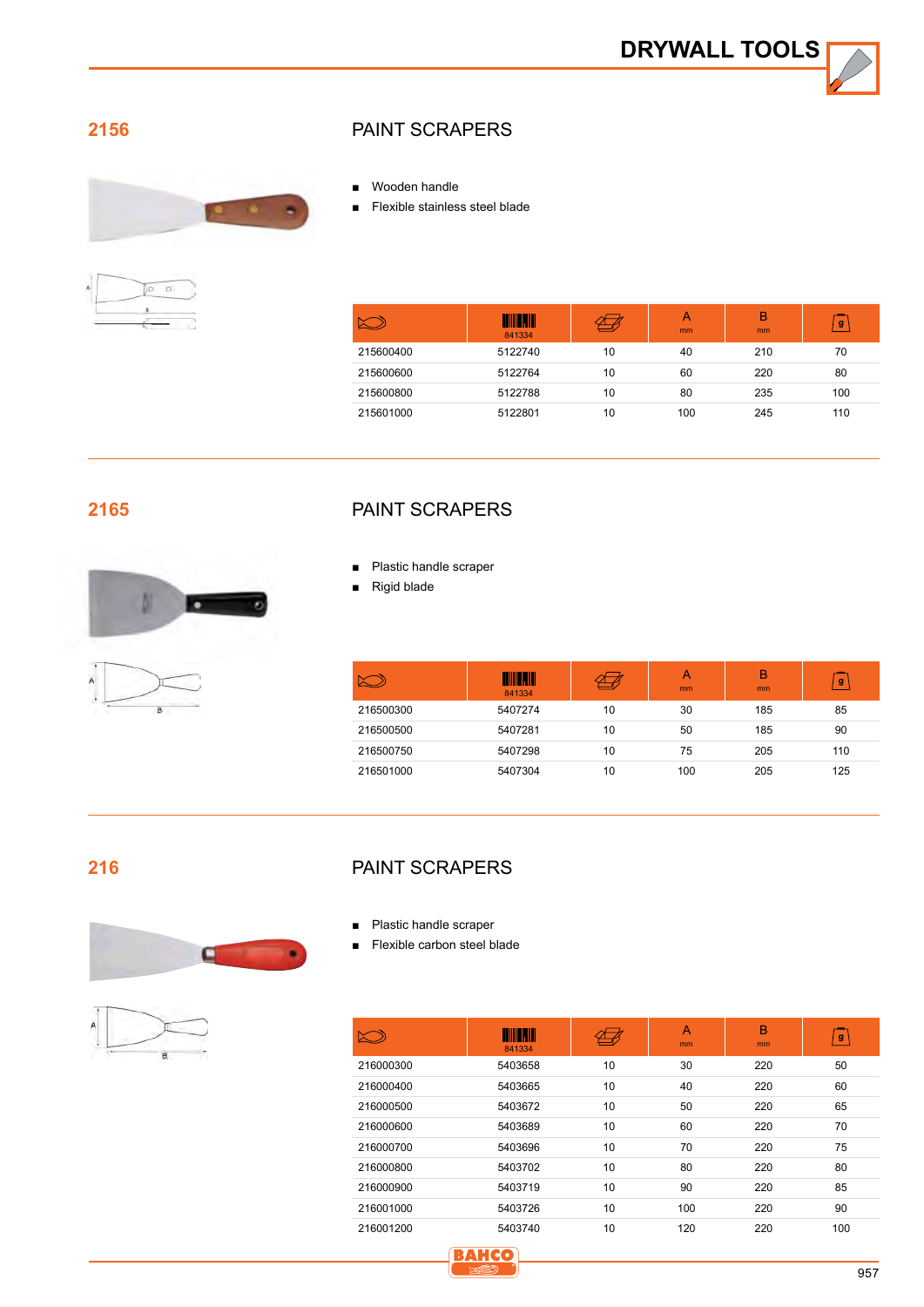# DRYWALL TOOLS

## 2156

### PAINT SCRAPERS

- Wooden handle
- Flexible stainless steel blade

| | 841334 | | A mm | B mm | g |
|---|---|---|---|---|---|
| 215600400 | 5122740 | 10 | 40 | 210 | 70 |
| 215600600 | 5122764 | 10 | 60 | 220 | 80 |
| 215600800 | 5122788 | 10 | 80 | 235 | 100 |
| 215601000 | 5122801 | 10 | 100 | 245 | 110 |

## 2165

### PAINT SCRAPERS

- Plastic handle scraper
- Rigid blade

| | 841334 | | A mm | B mm | g |
|---|---|---|---|---|---|
| 216500300 | 5407274 | 10 | 30 | 185 | 85 |
| 216500500 | 5407281 | 10 | 50 | 185 | 90 |
| 216500750 | 5407298 | 10 | 75 | 205 | 110 |
| 216501000 | 5407304 | 10 | 100 | 205 | 125 |

## 216

### PAINT SCRAPERS

- Plastic handle scraper
- Flexible carbon steel blade

| | 841334 | | A mm | B mm | g |
|---|---|---|---|---|---|
| 216000300 | 5403658 | 10 | 30 | 220 | 50 |
| 216000400 | 5403665 | 10 | 40 | 220 | 60 |
| 216000500 | 5403672 | 10 | 50 | 220 | 65 |
| 216000600 | 5403689 | 10 | 60 | 220 | 70 |
| 216000700 | 5403696 | 10 | 70 | 220 | 75 |
| 216000800 | 5403702 | 10 | 80 | 220 | 80 |
| 216000900 | 5403719 | 10 | 90 | 220 | 85 |
| 216001000 | 5403726 | 10 | 100 | 220 | 90 |
| 216001200 | 5403740 | 10 | 120 | 220 | 100 |

BAHCO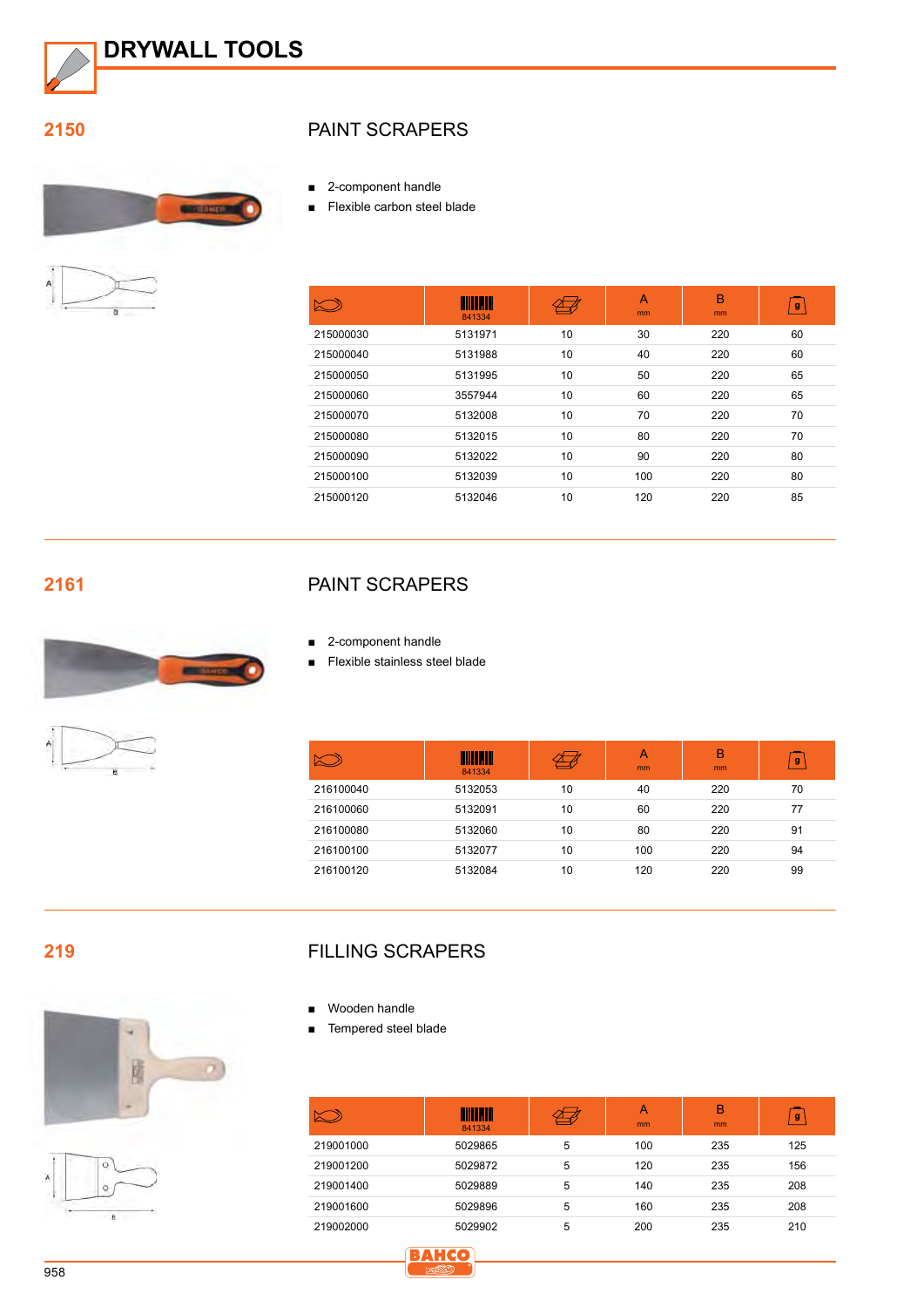// DRYWALL TOOLS

## 2150

### PAINT SCRAPERS

- 2-component handle
- Flexible carbon steel blade

| | 841334 | | A mm | B mm | g |
|---|---|---|---|---|---|
| 215000030 | 5131971 | 10 | 30 | 220 | 60 |
| 215000040 | 5131988 | 10 | 40 | 220 | 60 |
| 215000050 | 5131995 | 10 | 50 | 220 | 65 |
| 215000060 | 3557944 | 10 | 60 | 220 | 65 |
| 215000070 | 5132008 | 10 | 70 | 220 | 70 |
| 215000080 | 5132015 | 10 | 80 | 220 | 70 |
| 215000090 | 5132022 | 10 | 90 | 220 | 80 |
| 215000100 | 5132039 | 10 | 100 | 220 | 80 |
| 215000120 | 5132046 | 10 | 120 | 220 | 85 |

## 2161

### PAINT SCRAPERS

- 2-component handle
- Flexible stainless steel blade

| | 841334 | | A mm | B mm | g |
|---|---|---|---|---|---|
| 216100040 | 5132053 | 10 | 40 | 220 | 70 |
| 216100060 | 5132091 | 10 | 60 | 220 | 77 |
| 216100080 | 5132060 | 10 | 80 | 220 | 91 |
| 216100100 | 5132077 | 10 | 100 | 220 | 94 |
| 216100120 | 5132084 | 10 | 120 | 220 | 99 |

## 219

### FILLING SCRAPERS

- Wooden handle
- Tempered steel blade

| | 841334 | | A mm | B mm | g |
|---|---|---|---|---|---|
| 219001000 | 5029865 | 5 | 100 | 235 | 125 |
| 219001200 | 5029872 | 5 | 120 | 235 | 156 |
| 219001400 | 5029889 | 5 | 140 | 235 | 208 |
| 219001600 | 5029896 | 5 | 160 | 235 | 208 |
| 219002000 | 5029902 | 5 | 200 | 235 | 210 |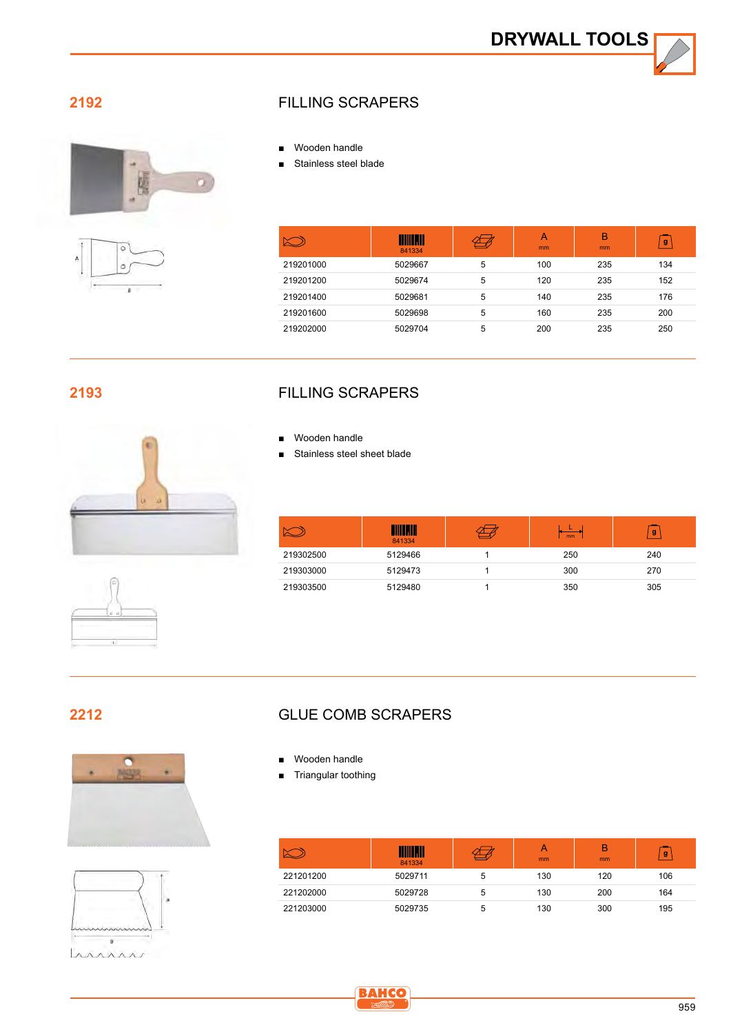# DRYWALL TOOLS

## 2192

### FILLING SCRAPERS

- Wooden handle
- Stainless steel blade

| | 841334 | | A mm | B mm | g |
|---|---|---|---|---|---|
| 219201000 | 5029667 | 5 | 100 | 235 | 134 |
| 219201200 | 5029674 | 5 | 120 | 235 | 152 |
| 219201400 | 5029681 | 5 | 140 | 235 | 176 |
| 219201600 | 5029698 | 5 | 160 | 235 | 200 |
| 219202000 | 5029704 | 5 | 200 | 235 | 250 |

## 2193

### FILLING SCRAPERS

- Wooden handle
- Stainless steel sheet blade

| | 841334 | | L mm | g |
|---|---|---|---|---|
| 219302500 | 5129466 | 1 | 250 | 240 |
| 219303000 | 5129473 | 1 | 300 | 270 |
| 219303500 | 5129480 | 1 | 350 | 305 |

## 2212

### GLUE COMB SCRAPERS

- Wooden handle
- Triangular toothing

| | 841334 | | A mm | B mm | g |
|---|---|---|---|---|---|
| 221201200 | 5029711 | 5 | 130 | 120 | 106 |
| 221202000 | 5029728 | 5 | 130 | 200 | 164 |
| 221203000 | 5029735 | 5 | 130 | 300 | 195 |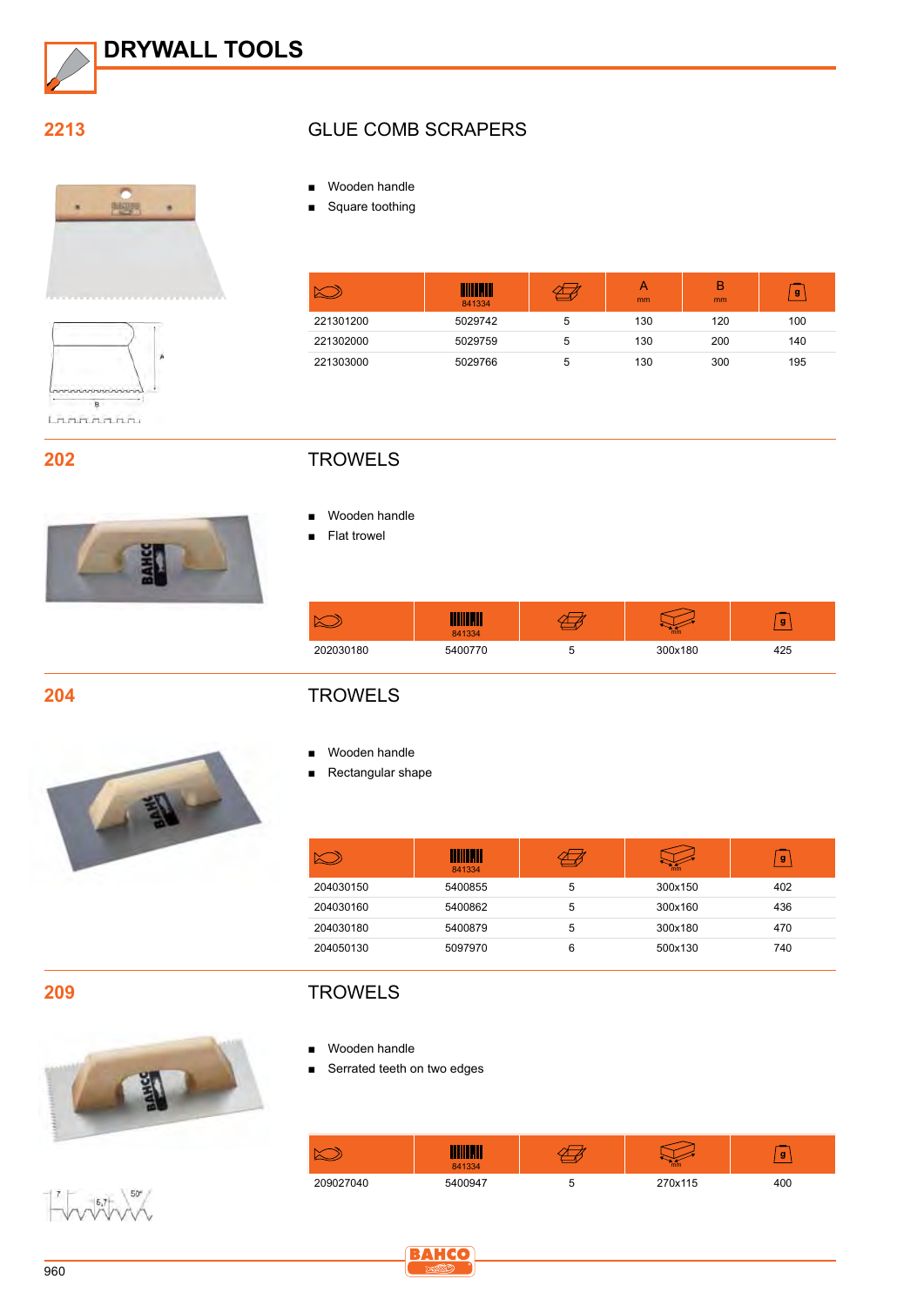# DRYWALL TOOLS

## 2213

### GLUE COMB SCRAPERS

- Wooden handle
- Square toothing

| | 841334 | | A mm | B mm | g |
|---|---|---|---|---|---|
| 221301200 | 5029742 | 5 | 130 | 120 | 100 |
| 221302000 | 5029759 | 5 | 130 | 200 | 140 |
| 221303000 | 5029766 | 5 | 130 | 300 | 195 |

## 202

### TROWELS

- Wooden handle
- Flat trowel

| | 841334 | | mm | g |
|---|---|---|---|---|
| 202030180 | 5400770 | 5 | 300x180 | 425 |

## 204

### TROWELS

- Wooden handle
- Rectangular shape

| | 841334 | | mm | g |
|---|---|---|---|---|
| 204030150 | 5400855 | 5 | 300x150 | 402 |
| 204030160 | 5400862 | 5 | 300x160 | 436 |
| 204030180 | 5400879 | 5 | 300x180 | 470 |
| 204050130 | 5097970 | 6 | 500x130 | 740 |

## 209

### TROWELS

- Wooden handle
- Serrated teeth on two edges

| | 841334 | | mm | g |
|---|---|---|---|---|
| 209027040 | 5400947 | 5 | 270x115 | 400 |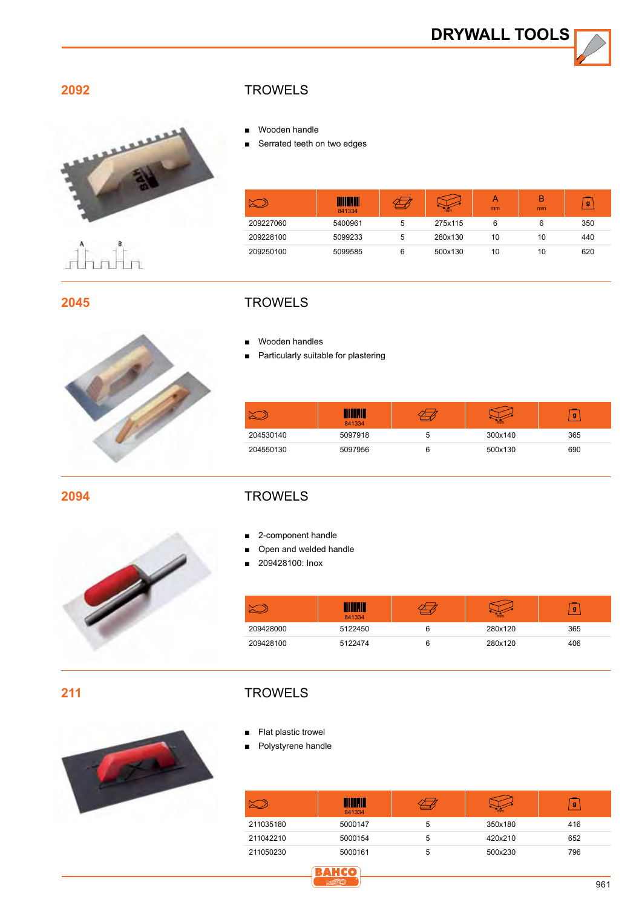# DRYWALL TOOLS

## 2092

### TROWELS

- Wooden handle
- Serrated teeth on two edges

| | 841334 | | mm | A mm | B mm | g |
|---|---|---|---|---|---|---|
| 209227060 | 5400961 | 5 | 275x115 | 6 | 6 | 350 |
| 209228100 | 5099233 | 5 | 280x130 | 10 | 10 | 440 |
| 209250100 | 5099585 | 6 | 500x130 | 10 | 10 | 620 |

## 2045

### TROWELS

- Wooden handles
- Particularly suitable for plastering

| | 841334 | | mm | g |
|---|---|---|---|---|
| 204530140 | 5097918 | 5 | 300x140 | 365 |
| 204550130 | 5097956 | 6 | 500x130 | 690 |

## 2094

### TROWELS

- 2-component handle
- Open and welded handle
- 209428100: Inox

| | 841334 | | mm | g |
|---|---|---|---|---|
| 209428000 | 5122450 | 6 | 280x120 | 365 |
| 209428100 | 5122474 | 6 | 280x120 | 406 |

## 211

### TROWELS

- Flat plastic trowel
- Polystyrene handle

| | 841334 | | mm | g |
|---|---|---|---|---|
| 211035180 | 5000147 | 5 | 350x180 | 416 |
| 211042210 | 5000154 | 5 | 420x210 | 652 |
| 211050230 | 5000161 | 5 | 500x230 | 796 |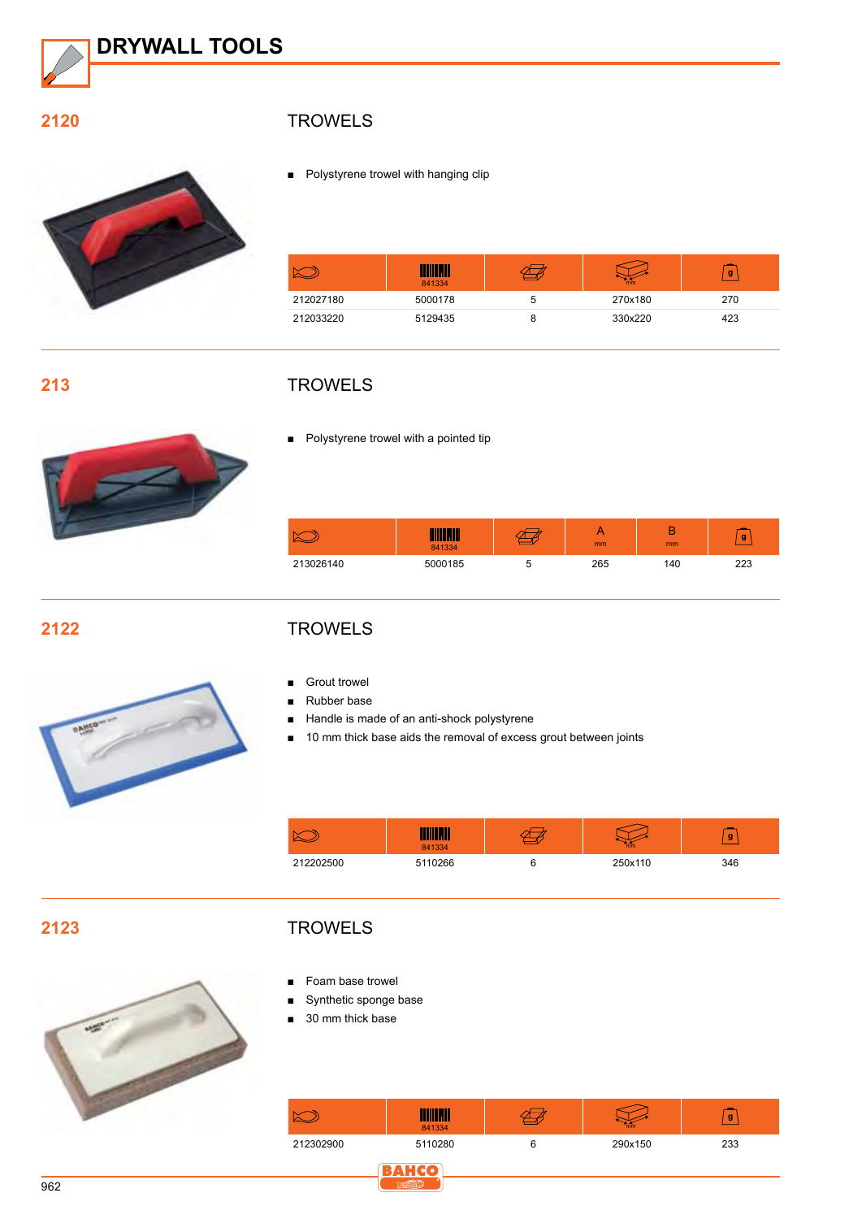# DRYWALL TOOLS

## 2120

### TROWELS

- Polystyrene trowel with hanging clip

| | 841334 | | mm | g |
|---|---|---|---|---|
| 212027180 | 5000178 | 5 | 270x180 | 270 |
| 212033220 | 5129435 | 8 | 330x220 | 423 |

## 213

### TROWELS

- Polystyrene trowel with a pointed tip

| | 841334 | | A mm | B mm | g |
|---|---|---|---|---|---|
| 213026140 | 5000185 | 5 | 265 | 140 | 223 |

## 2122

### TROWELS

- Grout trowel
- Rubber base
- Handle is made of an anti-shock polystyrene
- 10 mm thick base aids the removal of excess grout between joints

| | 841334 | | mm | g |
|---|---|---|---|---|
| 212202500 | 5110266 | 6 | 250x110 | 346 |

## 2123

### TROWELS

- Foam base trowel
- Synthetic sponge base
- 30 mm thick base

| | 841334 | | mm | g |
|---|---|---|---|---|
| 212302900 | 5110280 | 6 | 290x150 | 233 |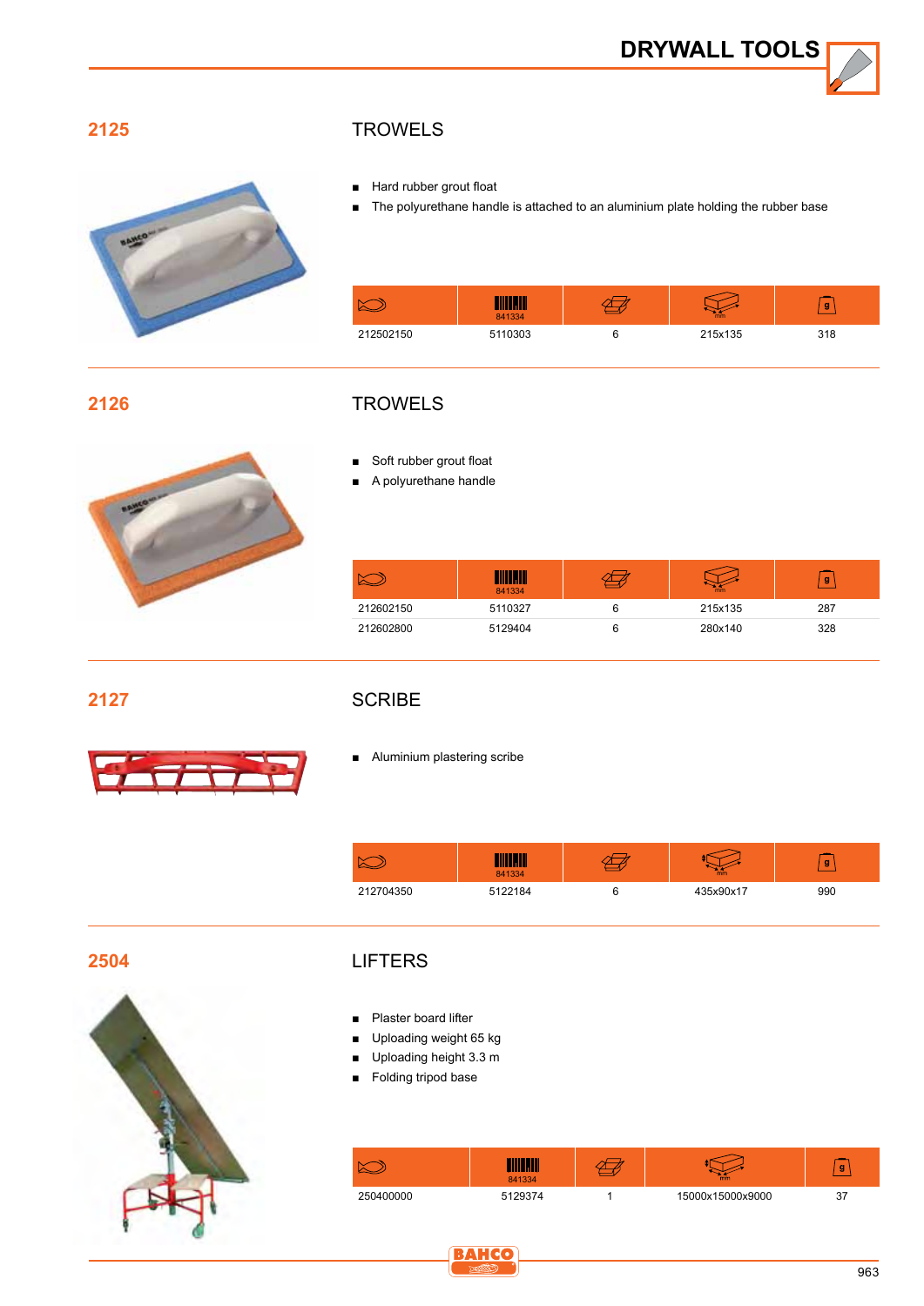# DRYWALL TOOLS

## 2125

### TROWELS

- Hard rubber grout float
- The polyurethane handle is attached to an aluminium plate holding the rubber base

| | 841334 | | mm | g |
|---|---|---|---|---|
| 212502150 | 5110303 | 6 | 215x135 | 318 |

## 2126

### TROWELS

- Soft rubber grout float
- A polyurethane handle

| | 841334 | | mm | g |
|---|---|---|---|---|
| 212602150 | 5110327 | 6 | 215x135 | 287 |
| 212602800 | 5129404 | 6 | 280x140 | 328 |

## 2127

### SCRIBE

- Aluminium plastering scribe

| | 841334 | | mm | g |
|---|---|---|---|---|
| 212704350 | 5122184 | 6 | 435x90x17 | 990 |

## 2504

### LIFTERS

- Plaster board lifter
- Uploading weight 65 kg
- Uploading height 3.3 m
- Folding tripod base

| | 841334 | | mm | g |
|---|---|---|---|---|
| 250400000 | 5129374 | 1 | 15000x15000x9000 | 37 |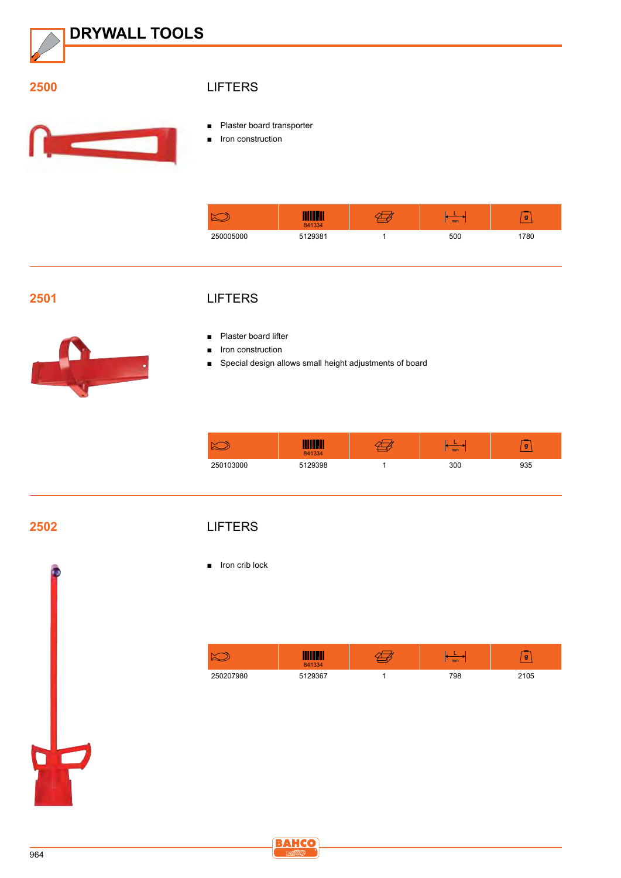# DRYWALL TOOLS

## 2500

### LIFTERS

- Plaster board transporter
- Iron construction

| | 841334 | | L mm | g |
|---|---|---|---|---|
| 250005000 | 5129381 | 1 | 500 | 1780 |

## 2501

### LIFTERS

- Plaster board lifter
- Iron construction
- Special design allows small height adjustments of board

| | 841334 | | L mm | g |
|---|---|---|---|---|
| 250103000 | 5129398 | 1 | 300 | 935 |

## 2502

### LIFTERS

- Iron crib lock

| | 841334 | | L mm | g |
|---|---|---|---|---|
| 250207980 | 5129367 | 1 | 798 | 2105 |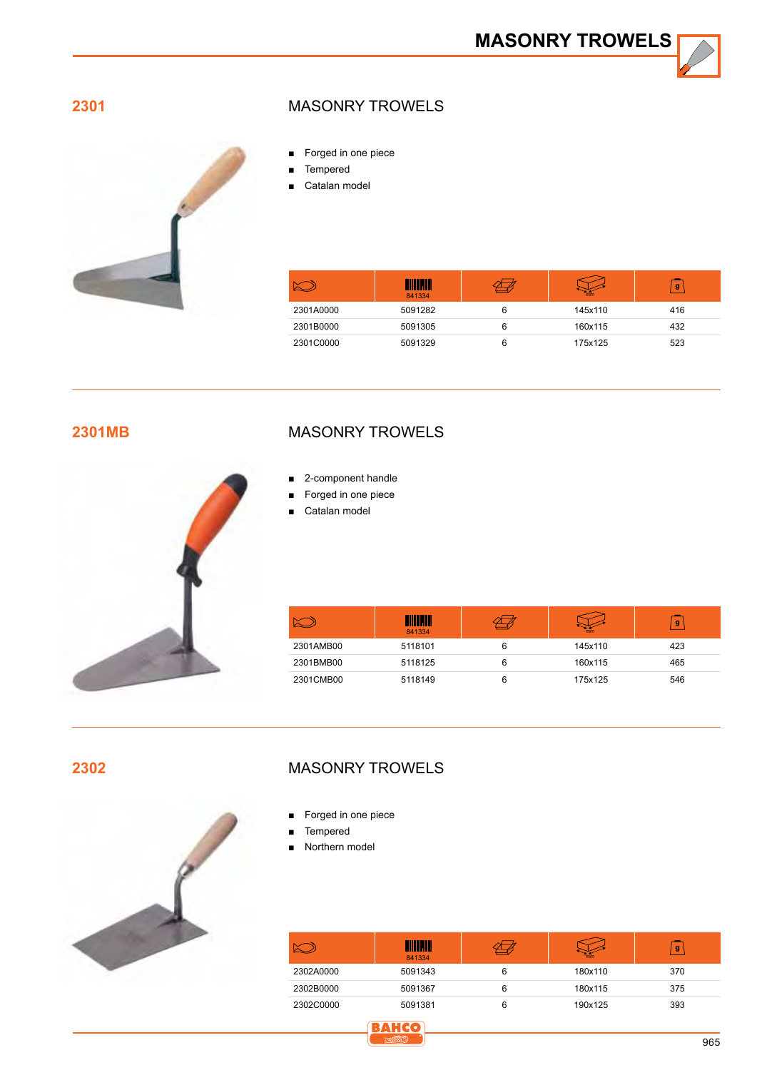# MASONRY TROWELS

## 2301

### MASONRY TROWELS

- Forged in one piece
- Tempered
- Catalan model

| | 841334 | | mm | g |
|---|---|---|---|---|
| 2301A0000 | 5091282 | 6 | 145x110 | 416 |
| 2301B0000 | 5091305 | 6 | 160x115 | 432 |
| 2301C0000 | 5091329 | 6 | 175x125 | 523 |

## 2301MB

### MASONRY TROWELS

- 2-component handle
- Forged in one piece
- Catalan model

| | 841334 | | mm | g |
|---|---|---|---|---|
| 2301AMB00 | 5118101 | 6 | 145x110 | 423 |
| 2301BMB00 | 5118125 | 6 | 160x115 | 465 |
| 2301CMB00 | 5118149 | 6 | 175x125 | 546 |

## 2302

### MASONRY TROWELS

- Forged in one piece
- Tempered
- Northern model

| | 841334 | | mm | g |
|---|---|---|---|---|
| 2302A0000 | 5091343 | 6 | 180x110 | 370 |
| 2302B0000 | 5091367 | 6 | 180x115 | 375 |
| 2302C0000 | 5091381 | 6 | 190x125 | 393 |

BAHCO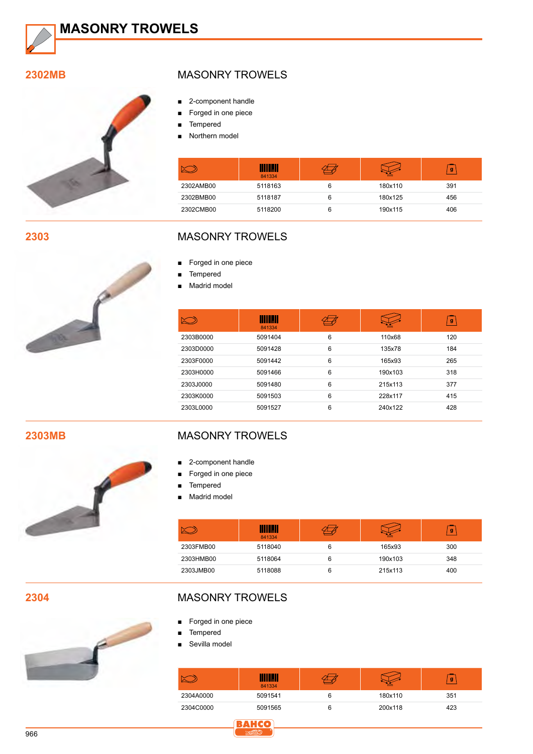# MASONRY TROWELS

## 2302MB

### MASONRY TROWELS

- 2-component handle
- Forged in one piece
- Tempered
- Northern model

| | 841334 | | mm | g |
|---|---|---|---|---|
| 2302AMB00 | 5118163 | 6 | 180x110 | 391 |
| 2302BMB00 | 5118187 | 6 | 180x125 | 456 |
| 2302CMB00 | 5118200 | 6 | 190x115 | 406 |

## 2303

### MASONRY TROWELS

- Forged in one piece
- Tempered
- Madrid model

| | 841334 | | mm | g |
|---|---|---|---|---|
| 2303B0000 | 5091404 | 6 | 110x68 | 120 |
| 2303D0000 | 5091428 | 6 | 135x78 | 184 |
| 2303F0000 | 5091442 | 6 | 165x93 | 265 |
| 2303H0000 | 5091466 | 6 | 190x103 | 318 |
| 2303J0000 | 5091480 | 6 | 215x113 | 377 |
| 2303K0000 | 5091503 | 6 | 228x117 | 415 |
| 2303L0000 | 5091527 | 6 | 240x122 | 428 |

## 2303MB

### MASONRY TROWELS

- 2-component handle
- Forged in one piece
- Tempered
- Madrid model

| | 841334 | | mm | g |
|---|---|---|---|---|
| 2303FMB00 | 5118040 | 6 | 165x93 | 300 |
| 2303HMB00 | 5118064 | 6 | 190x103 | 348 |
| 2303JMB00 | 5118088 | 6 | 215x113 | 400 |

## 2304

### MASONRY TROWELS

- Forged in one piece
- Tempered
- Sevilla model

| | 841334 | | mm | g |
|---|---|---|---|---|
| 2304A0000 | 5091541 | 6 | 180x110 | 351 |
| 2304C0000 | 5091565 | 6 | 200x118 | 423 |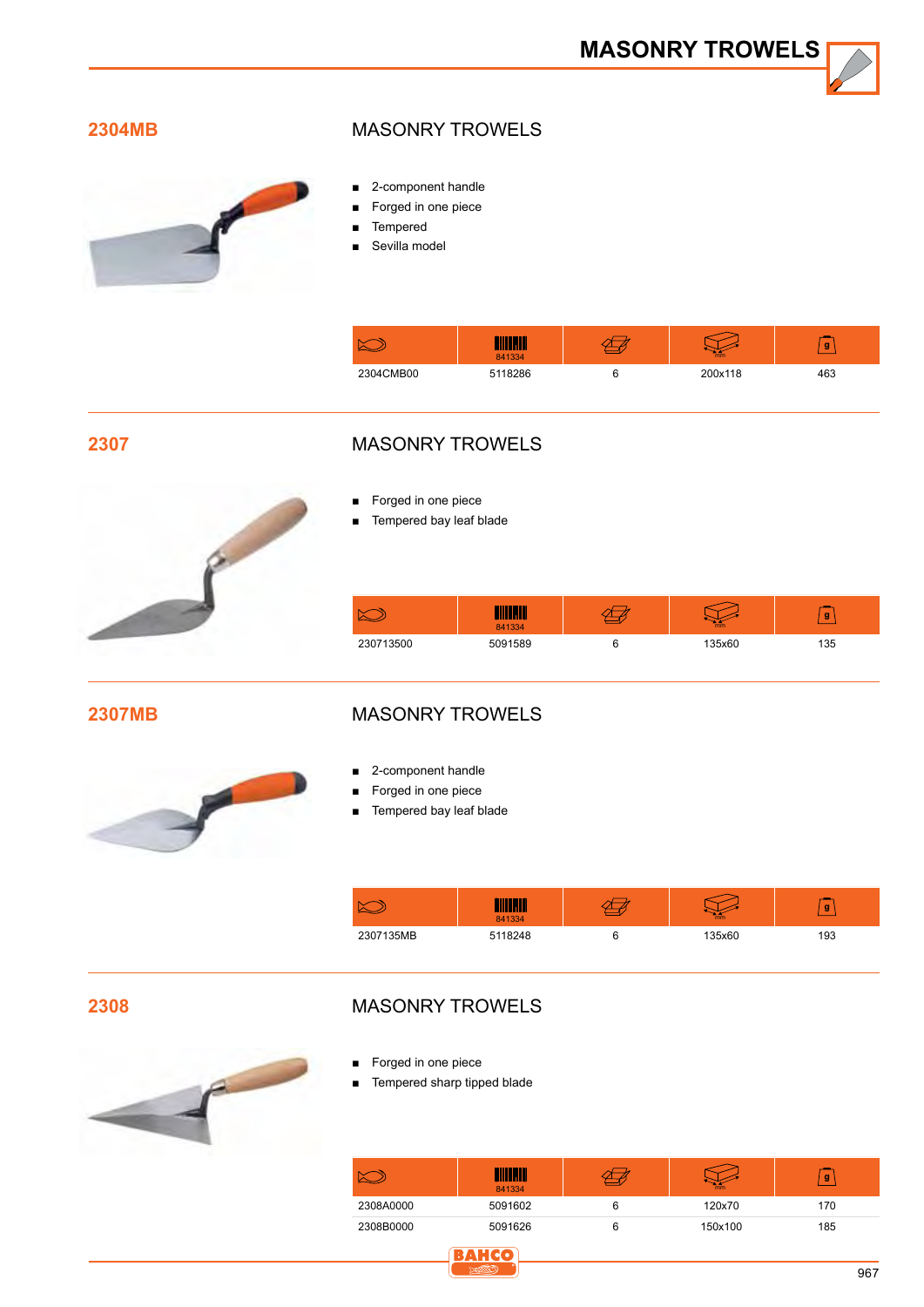# MASONRY TROWELS

## 2304MB

### MASONRY TROWELS

- 2-component handle
- Forged in one piece
- Tempered
- Sevilla model

| | 841334 | | mm | g |
|---|---|---|---|---|
| 2304CMB00 | 5118286 | 6 | 200x118 | 463 |

## 2307

### MASONRY TROWELS

- Forged in one piece
- Tempered bay leaf blade

| | 841334 | | mm | g |
|---|---|---|---|---|
| 230713500 | 5091589 | 6 | 135x60 | 135 |

## 2307MB

### MASONRY TROWELS

- 2-component handle
- Forged in one piece
- Tempered bay leaf blade

| | 841334 | | mm | g |
|---|---|---|---|---|
| 2307135MB | 5118248 | 6 | 135x60 | 193 |

## 2308

### MASONRY TROWELS

- Forged in one piece
- Tempered sharp tipped blade

| | 841334 | | mm | g |
|---|---|---|---|---|
| 2308A0000 | 5091602 | 6 | 120x70 | 170 |
| 2308B0000 | 5091626 | 6 | 150x100 | 185 |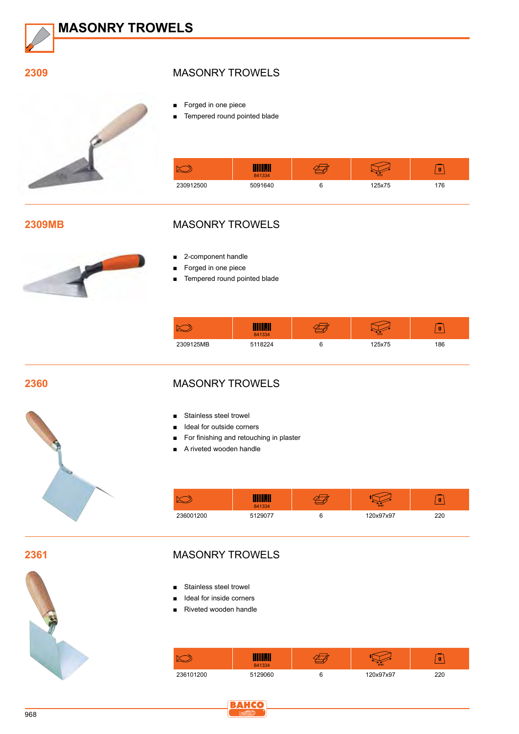# MASONRY TROWELS

## 2309

### MASONRY TROWELS

- Forged in one piece
- Tempered round pointed blade

| | 841334 | | mm | g |
|---|---|---|---|---|
| 230912500 | 5091640 | 6 | 125x75 | 176 |

## 2309MB

### MASONRY TROWELS

- 2-component handle
- Forged in one piece
- Tempered round pointed blade

| | 841334 | | mm | g |
|---|---|---|---|---|
| 2309125MB | 5118224 | 6 | 125x75 | 186 |

## 2360

### MASONRY TROWELS

- Stainless steel trowel
- Ideal for outside corners
- For finishing and retouching in plaster
- A riveted wooden handle

| | 841334 | | mm | g |
|---|---|---|---|---|
| 236001200 | 5129077 | 6 | 120x97x97 | 220 |

## 2361

### MASONRY TROWELS

- Stainless steel trowel
- Ideal for inside corners
- Riveted wooden handle

| | 841334 | | mm | g |
|---|---|---|---|---|
| 236101200 | 5129060 | 6 | 120x97x97 | 220 |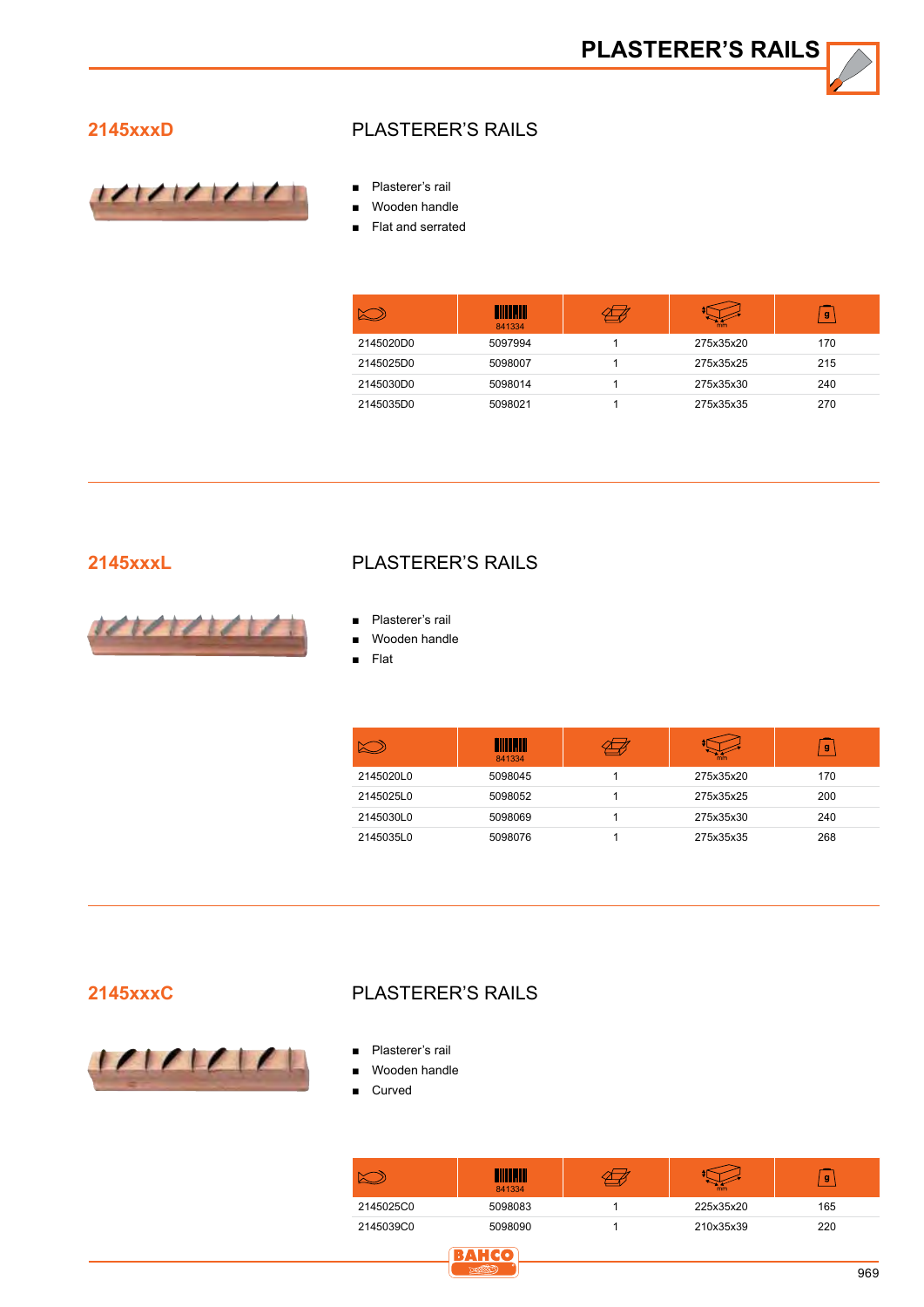# PLASTERER'S RAILS

## 2145xxxD

### PLASTERER'S RAILS

- Plasterer's rail
- Wooden handle
- Flat and serrated

| | 841334 | | mm | g |
|---|---|---|---|---|
| 2145020D0 | 5097994 | 1 | 275x35x20 | 170 |
| 2145025D0 | 5098007 | 1 | 275x35x25 | 215 |
| 2145030D0 | 5098014 | 1 | 275x35x30 | 240 |
| 2145035D0 | 5098021 | 1 | 275x35x35 | 270 |

## 2145xxxL

### PLASTERER'S RAILS

- Plasterer's rail
- Wooden handle
- Flat

| | 841334 | | mm | g |
|---|---|---|---|---|
| 2145020L0 | 5098045 | 1 | 275x35x20 | 170 |
| 2145025L0 | 5098052 | 1 | 275x35x25 | 200 |
| 2145030L0 | 5098069 | 1 | 275x35x30 | 240 |
| 2145035L0 | 5098076 | 1 | 275x35x35 | 268 |

## 2145xxxC

### PLASTERER'S RAILS

- Plasterer's rail
- Wooden handle
- Curved

| | 841334 | | mm | g |
|---|---|---|---|---|
| 2145025C0 | 5098083 | 1 | 225x35x20 | 165 |
| 2145039C0 | 5098090 | 1 | 210x35x39 | 220 |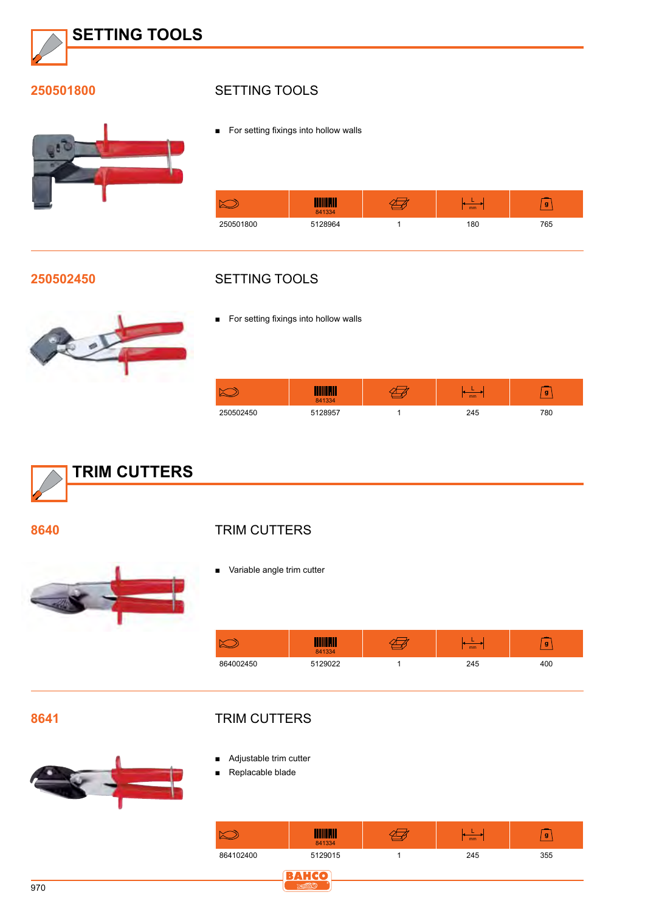# SETTING TOOLS

## 250501800

### SETTING TOOLS

- For setting fixings into hollow walls

| | 841334 | | L mm | g |
|---|---|---|---|---|
| 250501800 | 5128964 | 1 | 180 | 765 |

## 250502450

### SETTING TOOLS

- For setting fixings into hollow walls

| | 841334 | | L mm | g |
|---|---|---|---|---|
| 250502450 | 5128957 | 1 | 245 | 780 |

# TRIM CUTTERS

## 8640

### TRIM CUTTERS

- Variable angle trim cutter

| | 841334 | | L mm | g |
|---|---|---|---|---|
| 864002450 | 5129022 | 1 | 245 | 400 |

## 8641

### TRIM CUTTERS

- Adjustable trim cutter
- Replacable blade

| | 841334 | | L mm | g |
|---|---|---|---|---|
| 864102400 | 5129015 | 1 | 245 | 355 |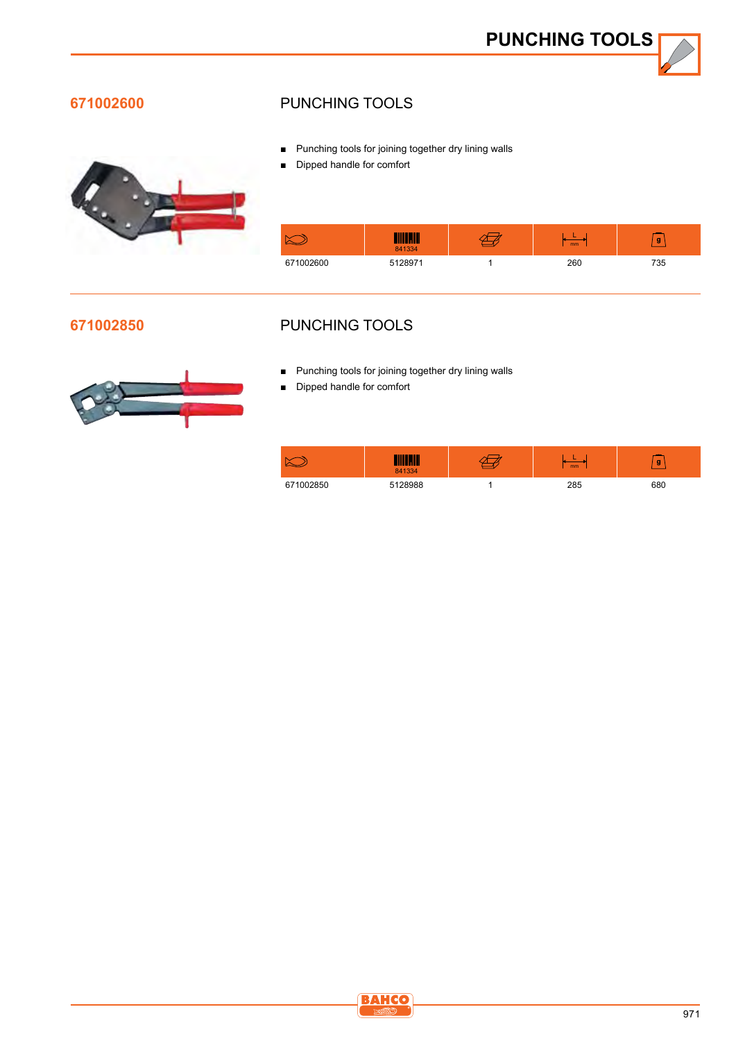## 671002600

### PUNCHING TOOLS

- Punching tools for joining together dry lining walls
- Dipped handle for comfort

| | 841334 | | L mm | g |
|---|---|---|---|---|
| 671002600 | 5128971 | 1 | 260 | 735 |

## 671002850

### PUNCHING TOOLS

- Punching tools for joining together dry lining walls
- Dipped handle for comfort

| | 841334 | | L mm | g |
|---|---|---|---|---|
| 671002850 | 5128988 | 1 | 285 | 680 |